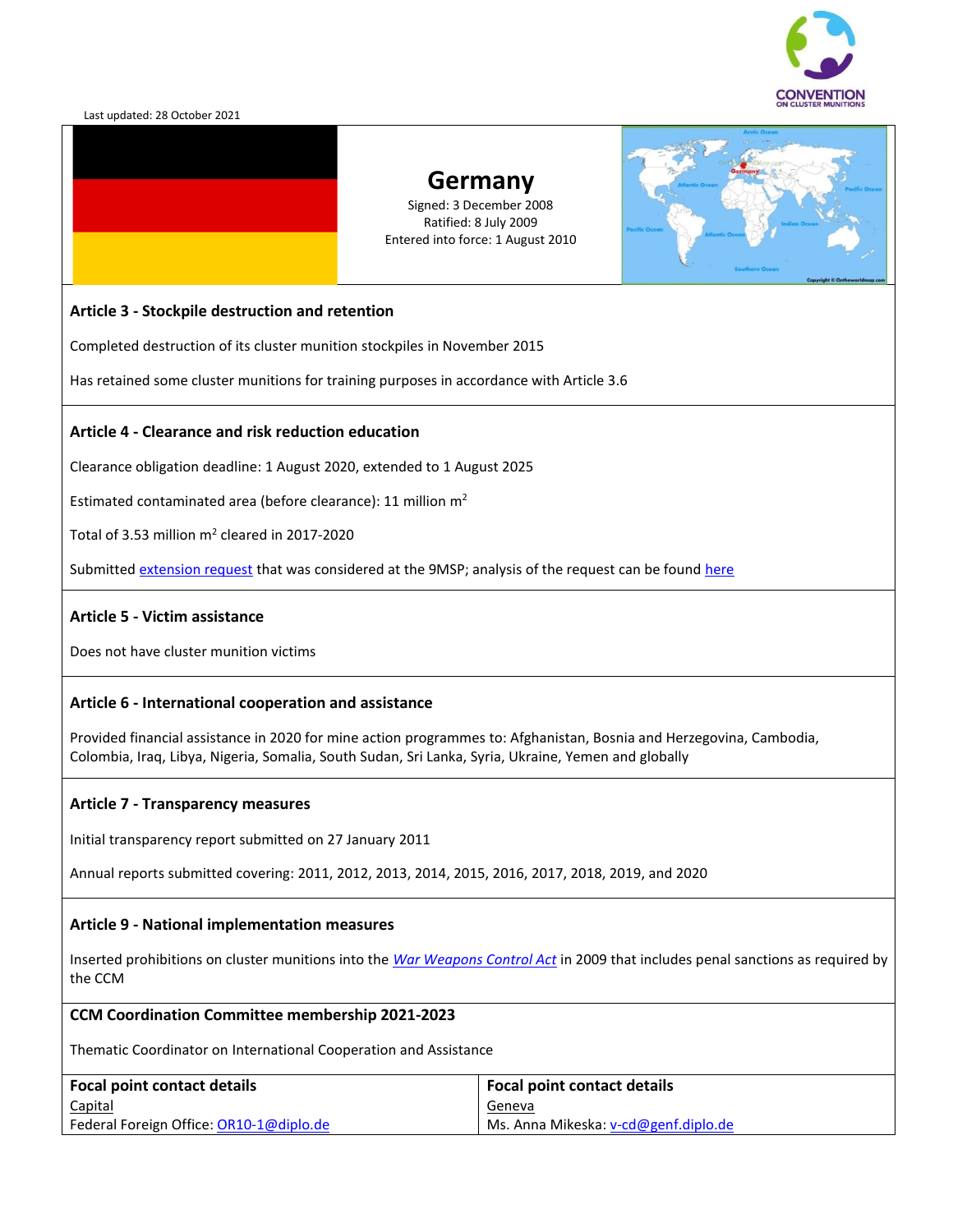Last updated: 28 October 2021

# Germany

Signed: 3 December 2008
Ratified: 8 July 2009
Entered into force: 1 August 2010

## Article 3 - Stockpile destruction and retention

Completed destruction of its cluster munition stockpiles in November 2015

Has retained some cluster munitions for training purposes in accordance with Article 3.6

## Article 4 - Clearance and risk reduction education

Clearance obligation deadline: 1 August 2020, extended to 1 August 2025

Estimated contaminated area (before clearance): 11 million $m^2$

Total of 3.53 million $m^2$ cleared in 2017-2020

Submitted extension request that was considered at the 9MSP; analysis of the request can be found here

## Article 5 - Victim assistance

Does not have cluster munition victims

## Article 6 - International cooperation and assistance

Provided financial assistance in 2020 for mine action programmes to: Afghanistan, Bosnia and Herzegovina, Cambodia, Colombia, Iraq, Libya, Nigeria, Somalia, South Sudan, Sri Lanka, Syria, Ukraine, Yemen and globally

## Article 7 - Transparency measures

Initial transparency report submitted on 27 January 2011

Annual reports submitted covering: 2011, 2012, 2013, 2014, 2015, 2016, 2017, 2018, 2019, and 2020

## Article 9 - National implementation measures

Inserted prohibitions on cluster munitions into the *War Weapons Control Act* in 2009 that includes penal sanctions as required by the CCM

## CCM Coordination Committee membership 2021-2023

Thematic Coordinator on International Cooperation and Assistance

| Focal point contact details | Focal point contact details |
|---|---|
| Capital | Geneva |
| Federal Foreign Office: OR10-1@diplo.de | Ms. Anna Mikeska: v-cd@genf.diplo.de |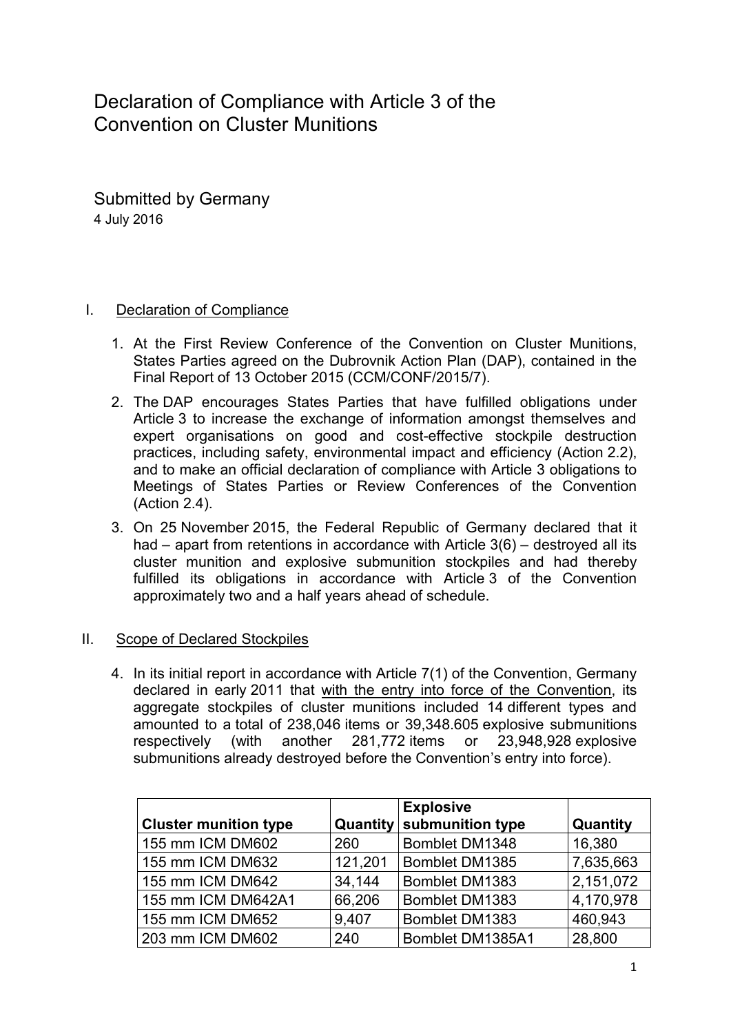# Declaration of Compliance with Article 3 of the Convention on Cluster Munitions

Submitted by Germany
4 July 2016

## I. Declaration of Compliance

1. At the First Review Conference of the Convention on Cluster Munitions, States Parties agreed on the Dubrovnik Action Plan (DAP), contained in the Final Report of 13 October 2015 (CCM/CONF/2015/7).
2. The DAP encourages States Parties that have fulfilled obligations under Article 3 to increase the exchange of information amongst themselves and expert organisations on good and cost-effective stockpile destruction practices, including safety, environmental impact and efficiency (Action 2.2), and to make an official declaration of compliance with Article 3 obligations to Meetings of States Parties or Review Conferences of the Convention (Action 2.4).
3. On 25 November 2015, the Federal Republic of Germany declared that it had – apart from retentions in accordance with Article 3(6) – destroyed all its cluster munition and explosive submunition stockpiles and had thereby fulfilled its obligations in accordance with Article 3 of the Convention approximately two and a half years ahead of schedule.

## II. Scope of Declared Stockpiles

4. In its initial report in accordance with Article 7(1) of the Convention, Germany declared in early 2011 that <u>with the entry into force of the Convention</u>, its aggregate stockpiles of cluster munitions included 14 different types and amounted to a total of 238,046 items or 39,348.605 explosive submunitions respectively (with another 281,772 items or 23,948,928 explosive submunitions already destroyed before the Convention's entry into force).

| Cluster munition type | Quantity | Explosive submunition type | Quantity |
|---|---|---|---|
| 155 mm ICM DM602 | 260 | Bomblet DM1348 | 16,380 |
| 155 mm ICM DM632 | 121,201 | Bomblet DM1385 | 7,635,663 |
| 155 mm ICM DM642 | 34,144 | Bomblet DM1383 | 2,151,072 |
| 155 mm ICM DM642A1 | 66,206 | Bomblet DM1383 | 4,170,978 |
| 155 mm ICM DM652 | 9,407 | Bomblet DM1383 | 460,943 |
| 203 mm ICM DM602 | 240 | Bomblet DM1385A1 | 28,800 |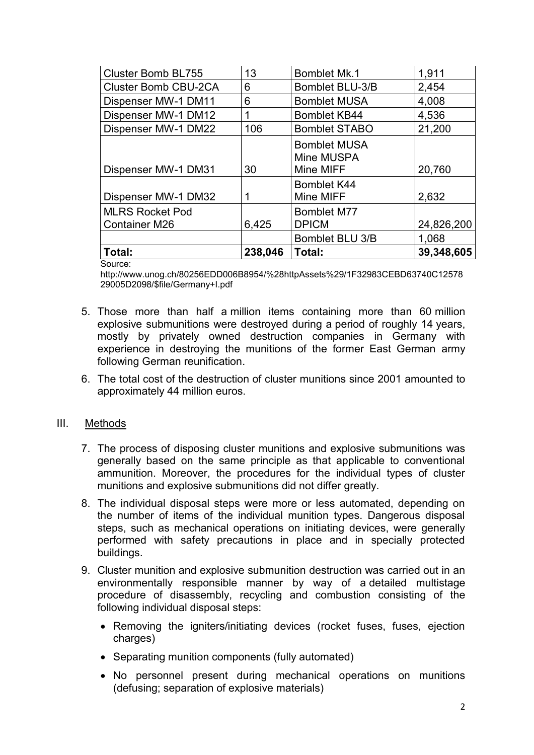| Cluster Bomb BL755 | 13 | Bomblet Mk.1 | 1,911 |
|---|---|---|---|
| Cluster Bomb CBU-2CA | 6 | Bomblet BLU-3/B | 2,454 |
| Dispenser MW-1 DM11 | 6 | Bomblet MUSA | 4,008 |
| Dispenser MW-1 DM12 | 1 | Bomblet KB44 | 4,536 |
| Dispenser MW-1 DM22 | 106 | Bomblet STABO | 21,200 |
| Dispenser MW-1 DM31 | 30 | Bomblet MUSA Mine MUSPA Mine MIFF | 20,760 |
| Dispenser MW-1 DM32 | 1 | Bomblet K44 Mine MIFF | 2,632 |
| MLRS Rocket Pod Container M26 | 6,425 | Bomblet M77 DPICM | 24,826,200 |
| | | Bomblet BLU 3/B | 1,068 |
| **Total:** | **238,046** | **Total:** | **39,348,605** |

Source:
http://www.unog.ch/80256EDD006B8954/%28httpAssets%29/1F32983CEBD63740C1257829005D2098/$file/Germany+I.pdf

5. Those more than half a million items containing more than 60 million explosive submunitions were destroyed during a period of roughly 14 years, mostly by privately owned destruction companies in Germany with experience in destroying the munitions of the former East German army following German reunification.
6. The total cost of the destruction of cluster munitions since 2001 amounted to approximately 44 million euros.

## III. Methods

7. The process of disposing cluster munitions and explosive submunitions was generally based on the same principle as that applicable to conventional ammunition. Moreover, the procedures for the individual types of cluster munitions and explosive submunitions did not differ greatly.
8. The individual disposal steps were more or less automated, depending on the number of items of the individual munition types. Dangerous disposal steps, such as mechanical operations on initiating devices, were generally performed with safety precautions in place and in specially protected buildings.
9. Cluster munition and explosive submunition destruction was carried out in an environmentally responsible manner by way of a detailed multistage procedure of disassembly, recycling and combustion consisting of the following individual disposal steps:
   - Removing the igniters/initiating devices (rocket fuses, fuses, ejection charges)
   - Separating munition components (fully automated)
   - No personnel present during mechanical operations on munitions (defusing; separation of explosive materials)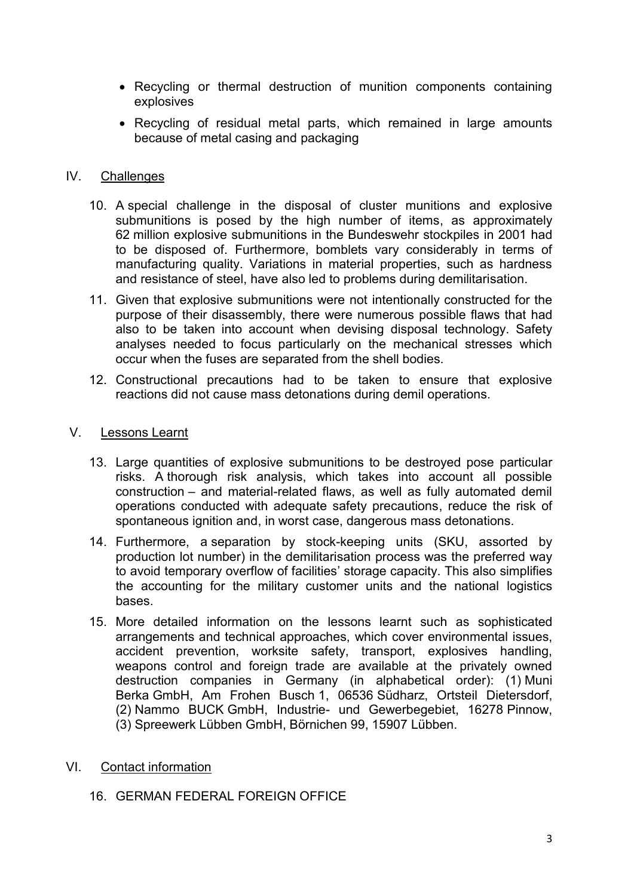- Recycling or thermal destruction of munition components containing explosives
- Recycling of residual metal parts, which remained in large amounts because of metal casing and packaging

## IV. Challenges

10. A special challenge in the disposal of cluster munitions and explosive submunitions is posed by the high number of items, as approximately 62 million explosive submunitions in the Bundeswehr stockpiles in 2001 had to be disposed of. Furthermore, bomblets vary considerably in terms of manufacturing quality. Variations in material properties, such as hardness and resistance of steel, have also led to problems during demilitarisation.
11. Given that explosive submunitions were not intentionally constructed for the purpose of their disassembly, there were numerous possible flaws that had also to be taken into account when devising disposal technology. Safety analyses needed to focus particularly on the mechanical stresses which occur when the fuses are separated from the shell bodies.
12. Constructional precautions had to be taken to ensure that explosive reactions did not cause mass detonations during demil operations.

## V. Lessons Learnt

13. Large quantities of explosive submunitions to be destroyed pose particular risks. A thorough risk analysis, which takes into account all possible construction – and material-related flaws, as well as fully automated demil operations conducted with adequate safety precautions, reduce the risk of spontaneous ignition and, in worst case, dangerous mass detonations.
14. Furthermore, a separation by stock-keeping units (SKU, assorted by production lot number) in the demilitarisation process was the preferred way to avoid temporary overflow of facilities' storage capacity. This also simplifies the accounting for the military customer units and the national logistics bases.
15. More detailed information on the lessons learnt such as sophisticated arrangements and technical approaches, which cover environmental issues, accident prevention, worksite safety, transport, explosives handling, weapons control and foreign trade are available at the privately owned destruction companies in Germany (in alphabetical order): (1) Muni Berka GmbH, Am Frohen Busch 1, 06536 Südharz, Ortsteil Dietersdorf, (2) Nammo BUCK GmbH, Industrie- und Gewerbegebiet, 16278 Pinnow, (3) Spreewerk Lübben GmbH, Börnichen 99, 15907 Lübben.

## VI. Contact information

16. GERMAN FEDERAL FOREIGN OFFICE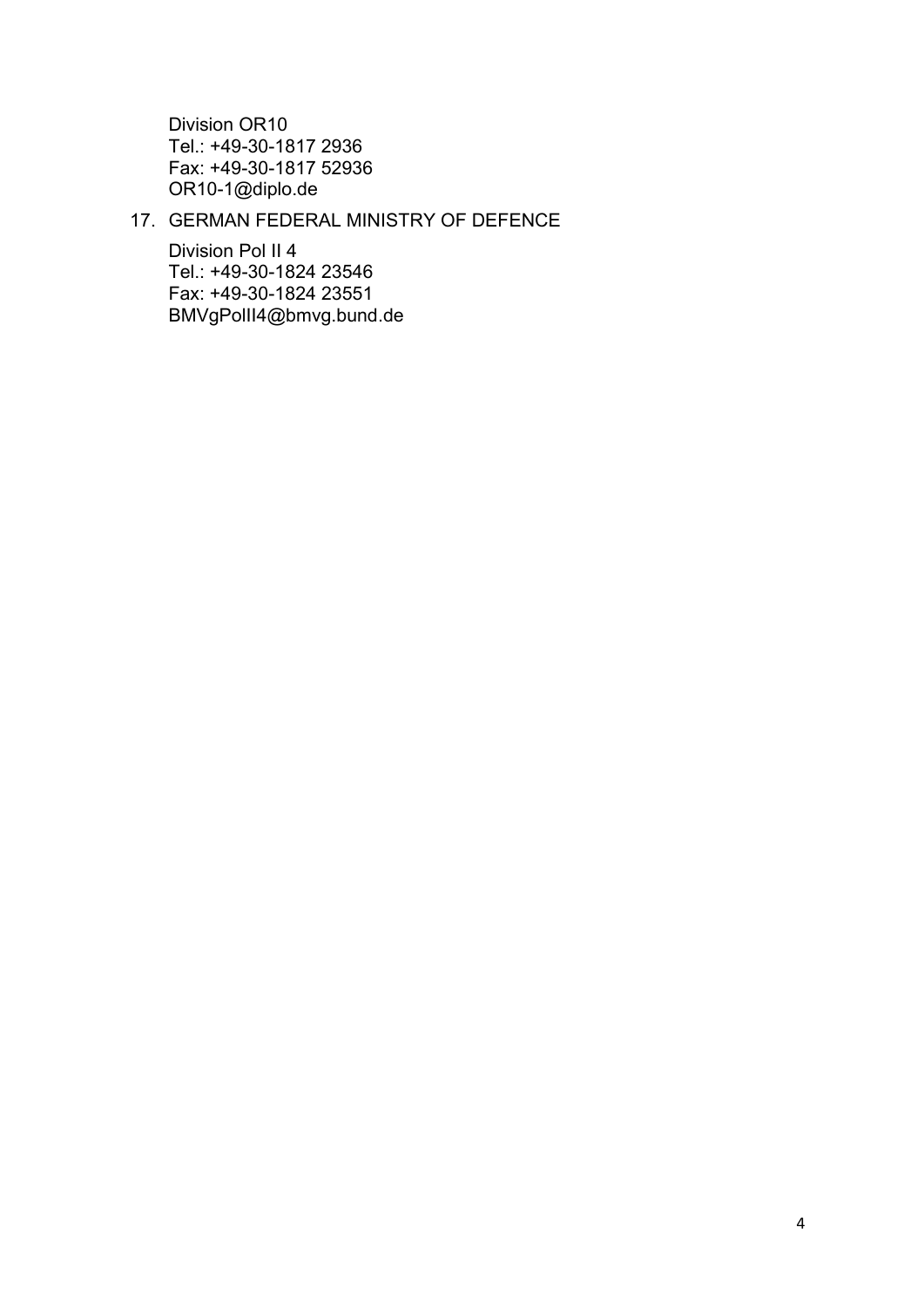Division OR10
Tel.: +49-30-1817 2936
Fax: +49-30-1817 52936
OR10-1@diplo.de

17. GERMAN FEDERAL MINISTRY OF DEFENCE

    Division Pol II 4
    Tel.: +49-30-1824 23546
    Fax: +49-30-1824 23551
    BMVgPolII4@bmvg.bund.de